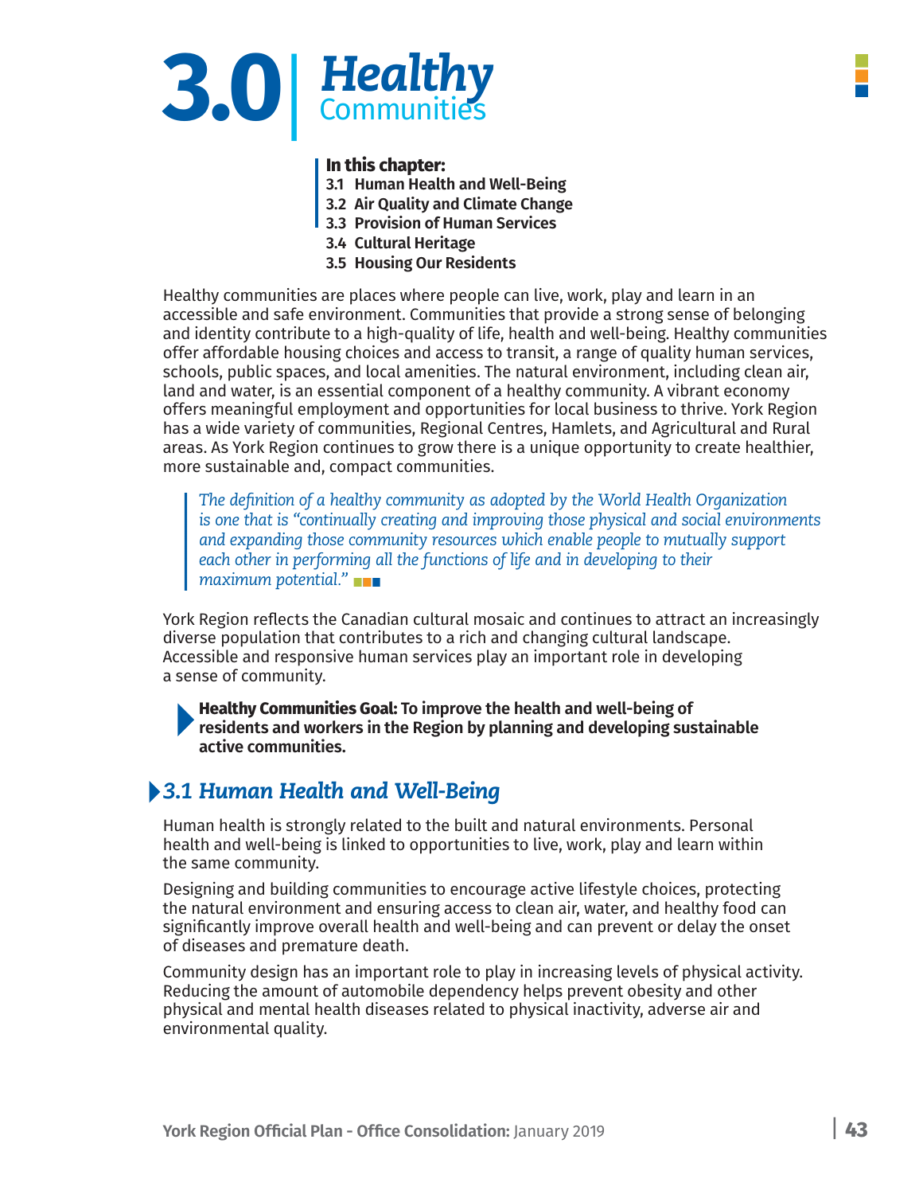# 3.0 Healthy Communities

**In this chapter:**
- **3.1 Human Health and Well-Being**
- **3.2 Air Quality and Climate Change**
- **3.3 Provision of Human Services**
- **3.4 Cultural Heritage**
- **3.5 Housing Our Residents**

Healthy communities are places where people can live, work, play and learn in an accessible and safe environment. Communities that provide a strong sense of belonging and identity contribute to a high-quality of life, health and well-being. Healthy communities offer affordable housing choices and access to transit, a range of quality human services, schools, public spaces, and local amenities. The natural environment, including clean air, land and water, is an essential component of a healthy community. A vibrant economy offers meaningful employment and opportunities for local business to thrive. York Region has a wide variety of communities, Regional Centres, Hamlets, and Agricultural and Rural areas. As York Region continues to grow there is a unique opportunity to create healthier, more sustainable and, compact communities.

> *The definition of a healthy community as adopted by the World Health Organization is one that is "continually creating and improving those physical and social environments and expanding those community resources which enable people to mutually support each other in performing all the functions of life and in developing to their maximum potential."*

York Region reflects the Canadian cultural mosaic and continues to attract an increasingly diverse population that contributes to a rich and changing cultural landscape. Accessible and responsive human services play an important role in developing a sense of community.

**Healthy Communities Goal: To improve the health and well-being of residents and workers in the Region by planning and developing sustainable active communities.**

## 3.1 *Human Health and Well-Being*

Human health is strongly related to the built and natural environments. Personal health and well-being is linked to opportunities to live, work, play and learn within the same community.

Designing and building communities to encourage active lifestyle choices, protecting the natural environment and ensuring access to clean air, water, and healthy food can significantly improve overall health and well-being and can prevent or delay the onset of diseases and premature death.

Community design has an important role to play in increasing levels of physical activity. Reducing the amount of automobile dependency helps prevent obesity and other physical and mental health diseases related to physical inactivity, adverse air and environmental quality.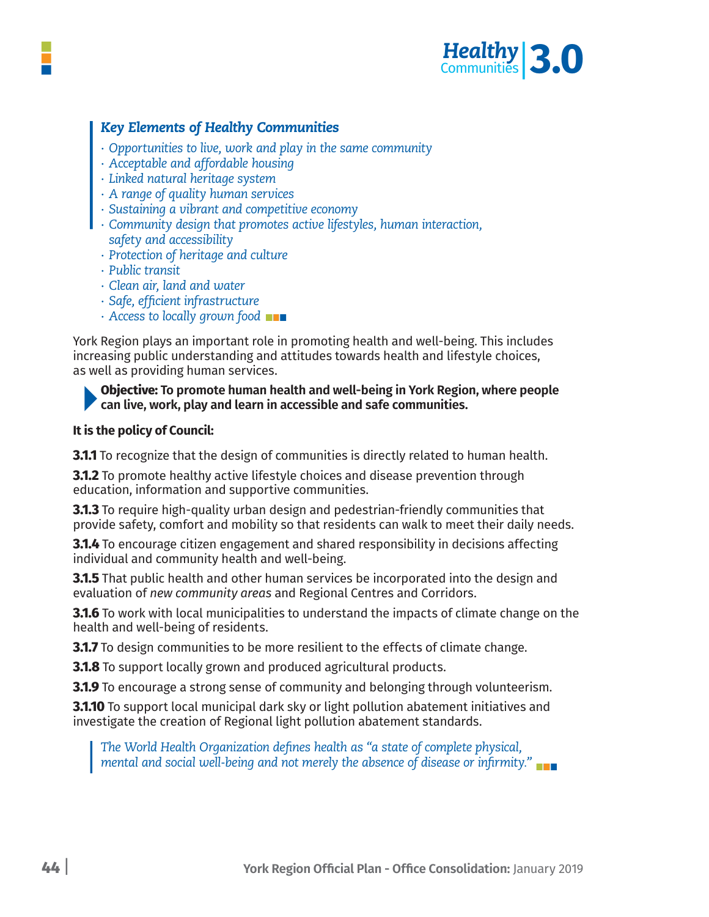### *Key Elements of Healthy Communities*

- *Opportunities to live, work and play in the same community*
- *Acceptable and affordable housing*
- *Linked natural heritage system*
- *A range of quality human services*
- *Sustaining a vibrant and competitive economy*
- *Community design that promotes active lifestyles, human interaction, safety and accessibility*
- *Protection of heritage and culture*
- *Public transit*
- *Clean air, land and water*
- *Safe, efficient infrastructure*
- *Access to locally grown food*

York Region plays an important role in promoting health and well-being. This includes increasing public understanding and attitudes towards health and lifestyle choices, as well as providing human services.

**Objective: To promote human health and well-being in York Region, where people can live, work, play and learn in accessible and safe communities.**

**It is the policy of Council:**

**3.1.1** To recognize that the design of communities is directly related to human health.

**3.1.2** To promote healthy active lifestyle choices and disease prevention through education, information and supportive communities.

**3.1.3** To require high-quality urban design and pedestrian-friendly communities that provide safety, comfort and mobility so that residents can walk to meet their daily needs.

**3.1.4** To encourage citizen engagement and shared responsibility in decisions affecting individual and community health and well-being.

**3.1.5** That public health and other human services be incorporated into the design and evaluation of *new community areas* and Regional Centres and Corridors.

**3.1.6** To work with local municipalities to understand the impacts of climate change on the health and well-being of residents.

**3.1.7** To design communities to be more resilient to the effects of climate change.

**3.1.8** To support locally grown and produced agricultural products.

**3.1.9** To encourage a strong sense of community and belonging through volunteerism.

**3.1.10** To support local municipal dark sky or light pollution abatement initiatives and investigate the creation of Regional light pollution abatement standards.

> *The World Health Organization defines health as "a state of complete physical, mental and social well-being and not merely the absence of disease or infirmity."*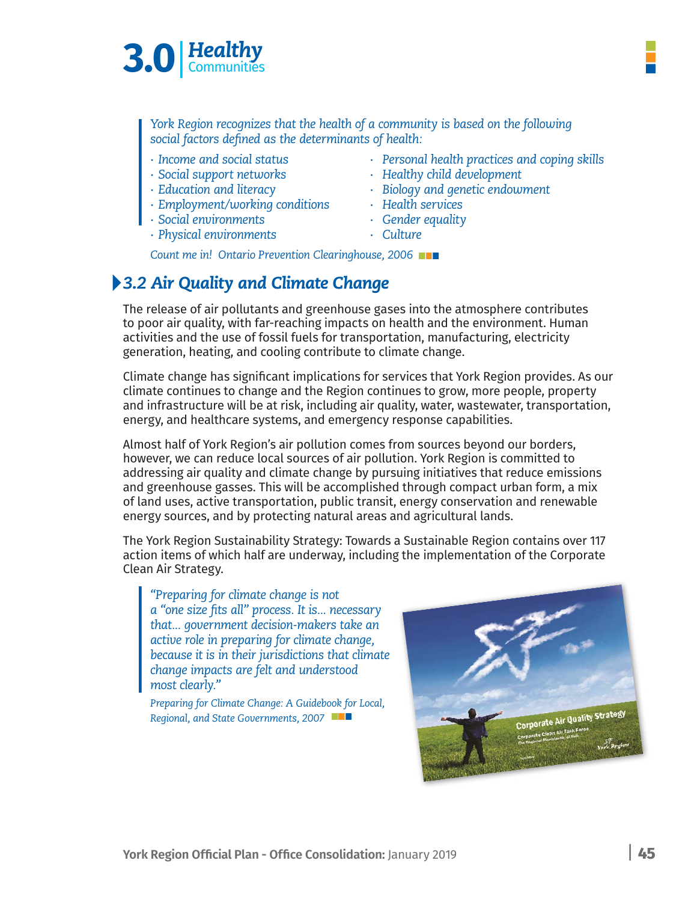# 3.0 Healthy Communities

*York Region recognizes that the health of a community is based on the following social factors defined as the determinants of health:*

- *Income and social status*
- *Social support networks*
- *Education and literacy*
- *Employment/working conditions*
- *Social environments*
- *Physical environments*
- *Personal health practices and coping skills*
- *Healthy child development*
- *Biology and genetic endowment*
- *Health services*
- *Gender equality*
- *Culture*

*Count me in! Ontario Prevention Clearinghouse, 2006*

## 3.2 Air Quality and Climate Change

The release of air pollutants and greenhouse gases into the atmosphere contributes to poor air quality, with far-reaching impacts on health and the environment. Human activities and the use of fossil fuels for transportation, manufacturing, electricity generation, heating, and cooling contribute to climate change.

Climate change has significant implications for services that York Region provides. As our climate continues to change and the Region continues to grow, more people, property and infrastructure will be at risk, including air quality, water, wastewater, transportation, energy, and healthcare systems, and emergency response capabilities.

Almost half of York Region's air pollution comes from sources beyond our borders, however, we can reduce local sources of air pollution. York Region is committed to addressing air quality and climate change by pursuing initiatives that reduce emissions and greenhouse gasses. This will be accomplished through compact urban form, a mix of land uses, active transportation, public transit, energy conservation and renewable energy sources, and by protecting natural areas and agricultural lands.

The York Region Sustainability Strategy: Towards a Sustainable Region contains over 117 action items of which half are underway, including the implementation of the Corporate Clean Air Strategy.

*"Preparing for climate change is not a "one size fits all" process. It is... necessary that... government decision-makers take an active role in preparing for climate change, because it is in their jurisdictions that climate change impacts are felt and understood most clearly."*

*Preparing for Climate Change: A Guidebook for Local, Regional, and State Governments, 2007*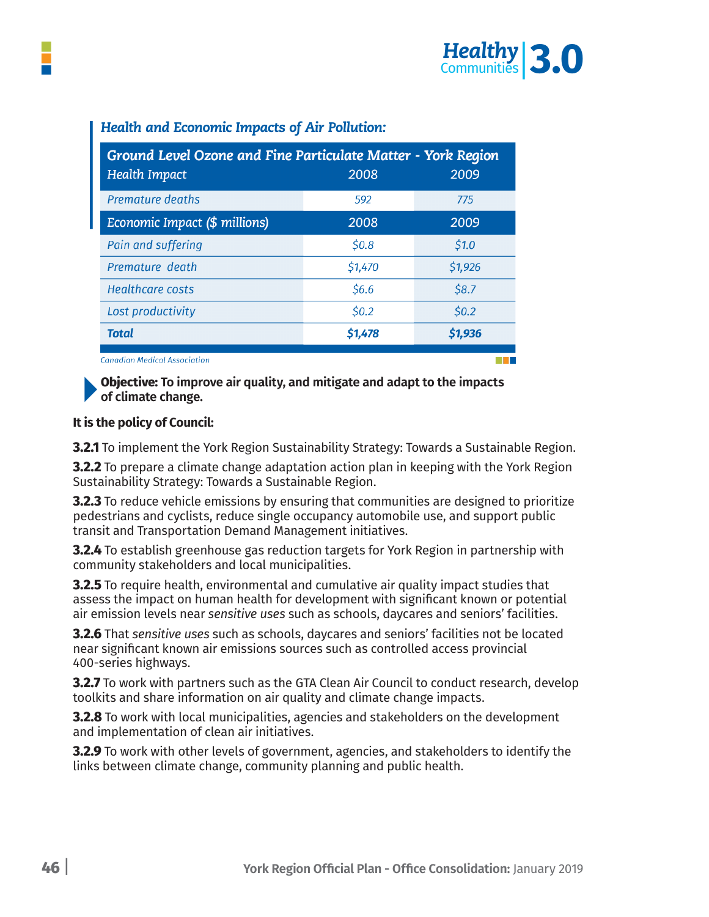### *Health and Economic Impacts of Air Pollution:*

| Ground Level Ozone and Fine Particulate Matter - York Region | | |
|---|---|---|
| *Health Impact* | 2008 | 2009 |
| *Premature deaths* | *592* | *775* |
| *Economic Impact ($ millions)* | 2008 | 2009 |
| *Pain and suffering* | *$0.8* | *$1.0* |
| *Premature death* | *$1,470* | *$1,926* |
| *Healthcare costs* | *$6.6* | *$8.7* |
| *Lost productivity* | *$0.2* | *$0.2* |
| ***Total*** | ***$1,478*** | ***$1,936*** |

*Canadian Medical Association*

**Objective: To improve air quality, and mitigate and adapt to the impacts of climate change.**

**It is the policy of Council:**

**3.2.1** To implement the York Region Sustainability Strategy: Towards a Sustainable Region.

**3.2.2** To prepare a climate change adaptation action plan in keeping with the York Region Sustainability Strategy: Towards a Sustainable Region.

**3.2.3** To reduce vehicle emissions by ensuring that communities are designed to prioritize pedestrians and cyclists, reduce single occupancy automobile use, and support public transit and Transportation Demand Management initiatives.

**3.2.4** To establish greenhouse gas reduction targets for York Region in partnership with community stakeholders and local municipalities.

**3.2.5** To require health, environmental and cumulative air quality impact studies that assess the impact on human health for development with significant known or potential air emission levels near *sensitive uses* such as schools, daycares and seniors' facilities.

**3.2.6** That *sensitive uses* such as schools, daycares and seniors' facilities not be located near significant known air emissions sources such as controlled access provincial 400-series highways.

**3.2.7** To work with partners such as the GTA Clean Air Council to conduct research, develop toolkits and share information on air quality and climate change impacts.

**3.2.8** To work with local municipalities, agencies and stakeholders on the development and implementation of clean air initiatives.

**3.2.9** To work with other levels of government, agencies, and stakeholders to identify the links between climate change, community planning and public health.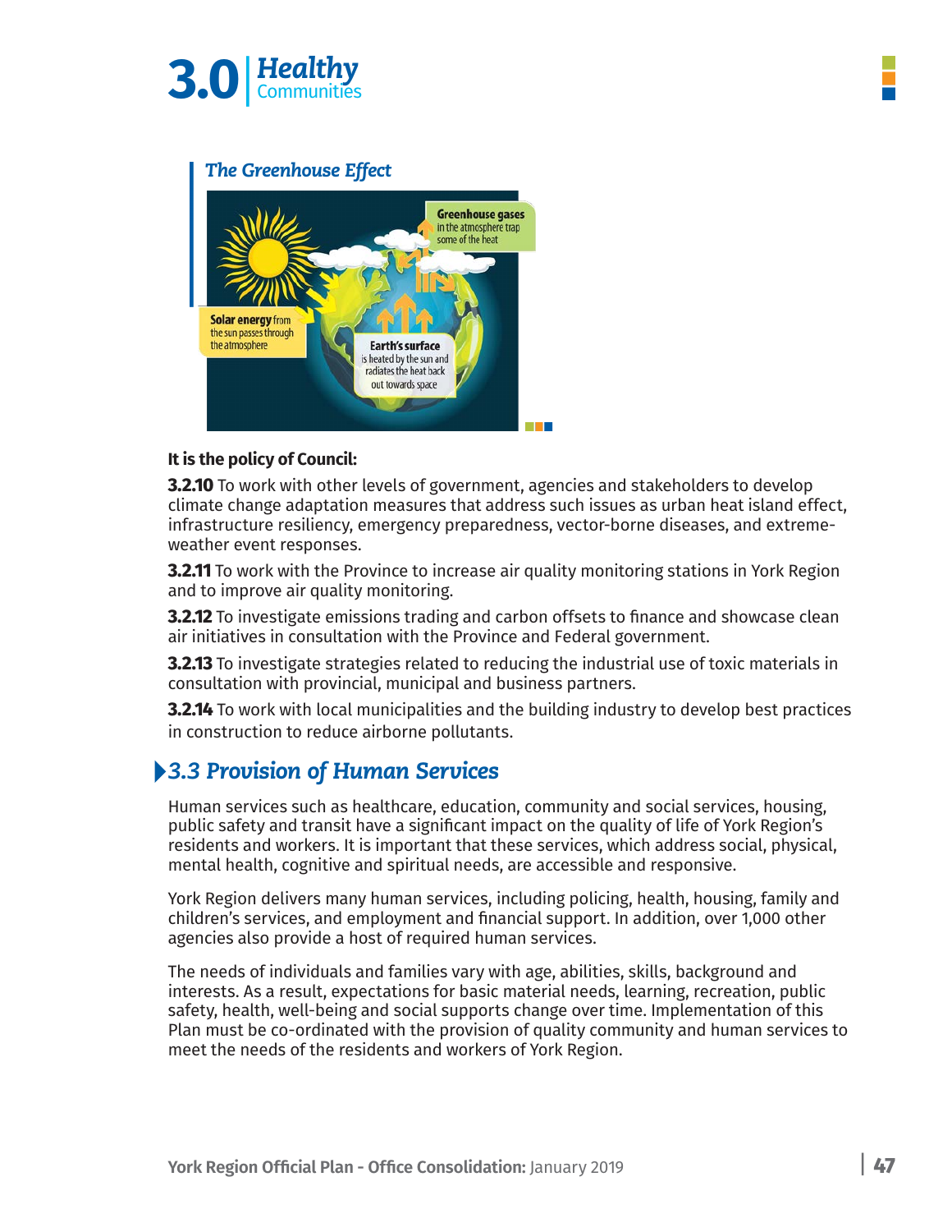*The Greenhouse Effect*

**Greenhouse gases** in the atmosphere trap some of the heat

**Solar energy** from the sun passes through the atmosphere

**Earth's surface** is heated by the sun and radiates the heat back out towards space

**It is the policy of Council:**

**3.2.10** To work with other levels of government, agencies and stakeholders to develop climate change adaptation measures that address such issues as urban heat island effect, infrastructure resiliency, emergency preparedness, vector-borne diseases, and extreme-weather event responses.

**3.2.11** To work with the Province to increase air quality monitoring stations in York Region and to improve air quality monitoring.

**3.2.12** To investigate emissions trading and carbon offsets to finance and showcase clean air initiatives in consultation with the Province and Federal government.

**3.2.13** To investigate strategies related to reducing the industrial use of toxic materials in consultation with provincial, municipal and business partners.

**3.2.14** To work with local municipalities and the building industry to develop best practices in construction to reduce airborne pollutants.

## 3.3 Provision of Human Services

Human services such as healthcare, education, community and social services, housing, public safety and transit have a significant impact on the quality of life of York Region's residents and workers. It is important that these services, which address social, physical, mental health, cognitive and spiritual needs, are accessible and responsive.

York Region delivers many human services, including policing, health, housing, family and children's services, and employment and financial support. In addition, over 1,000 other agencies also provide a host of required human services.

The needs of individuals and families vary with age, abilities, skills, background and interests. As a result, expectations for basic material needs, learning, recreation, public safety, health, well-being and social supports change over time. Implementation of this Plan must be co-ordinated with the provision of quality community and human services to meet the needs of the residents and workers of York Region.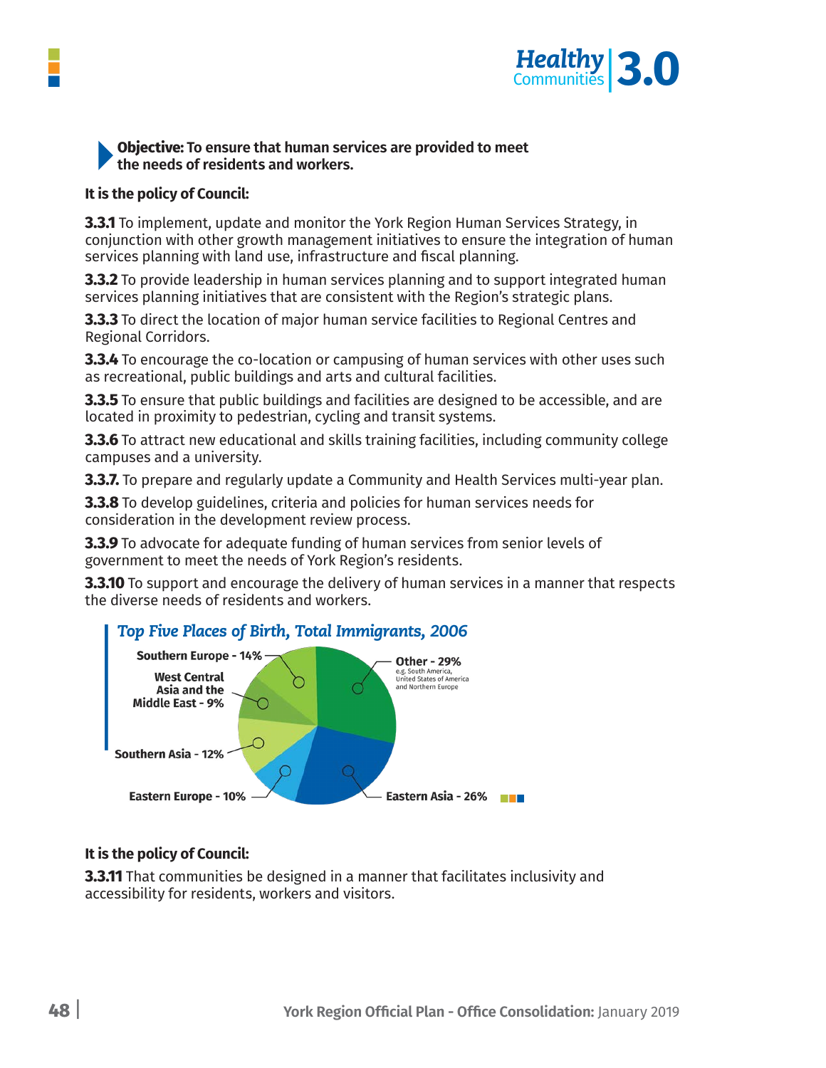**Objective: To ensure that human services are provided to meet the needs of residents and workers.**

**It is the policy of Council:**

**3.3.1** To implement, update and monitor the York Region Human Services Strategy, in conjunction with other growth management initiatives to ensure the integration of human services planning with land use, infrastructure and fiscal planning.

**3.3.2** To provide leadership in human services planning and to support integrated human services planning initiatives that are consistent with the Region's strategic plans.

**3.3.3** To direct the location of major human service facilities to Regional Centres and Regional Corridors.

**3.3.4** To encourage the co-location or campusing of human services with other uses such as recreational, public buildings and arts and cultural facilities.

**3.3.5** To ensure that public buildings and facilities are designed to be accessible, and are located in proximity to pedestrian, cycling and transit systems.

**3.3.6** To attract new educational and skills training facilities, including community college campuses and a university.

**3.3.7.** To prepare and regularly update a Community and Health Services multi-year plan.

**3.3.8** To develop guidelines, criteria and policies for human services needs for consideration in the development review process.

**3.3.9** To advocate for adequate funding of human services from senior levels of government to meet the needs of York Region's residents.

**3.3.10** To support and encourage the delivery of human services in a manner that respects the diverse needs of residents and workers.

*Top Five Places of Birth, Total Immigrants, 2006*

| Place of Birth | Share |
|---|---|
| Other (e.g. South America, United States of America and Northern Europe) | 29% |
| Eastern Asia | 26% |
| Eastern Europe | 10% |
| Southern Asia | 12% |
| West Central Asia and the Middle East | 9% |
| Southern Europe | 14% |

**It is the policy of Council:**

**3.3.11** That communities be designed in a manner that facilitates inclusivity and accessibility for residents, workers and visitors.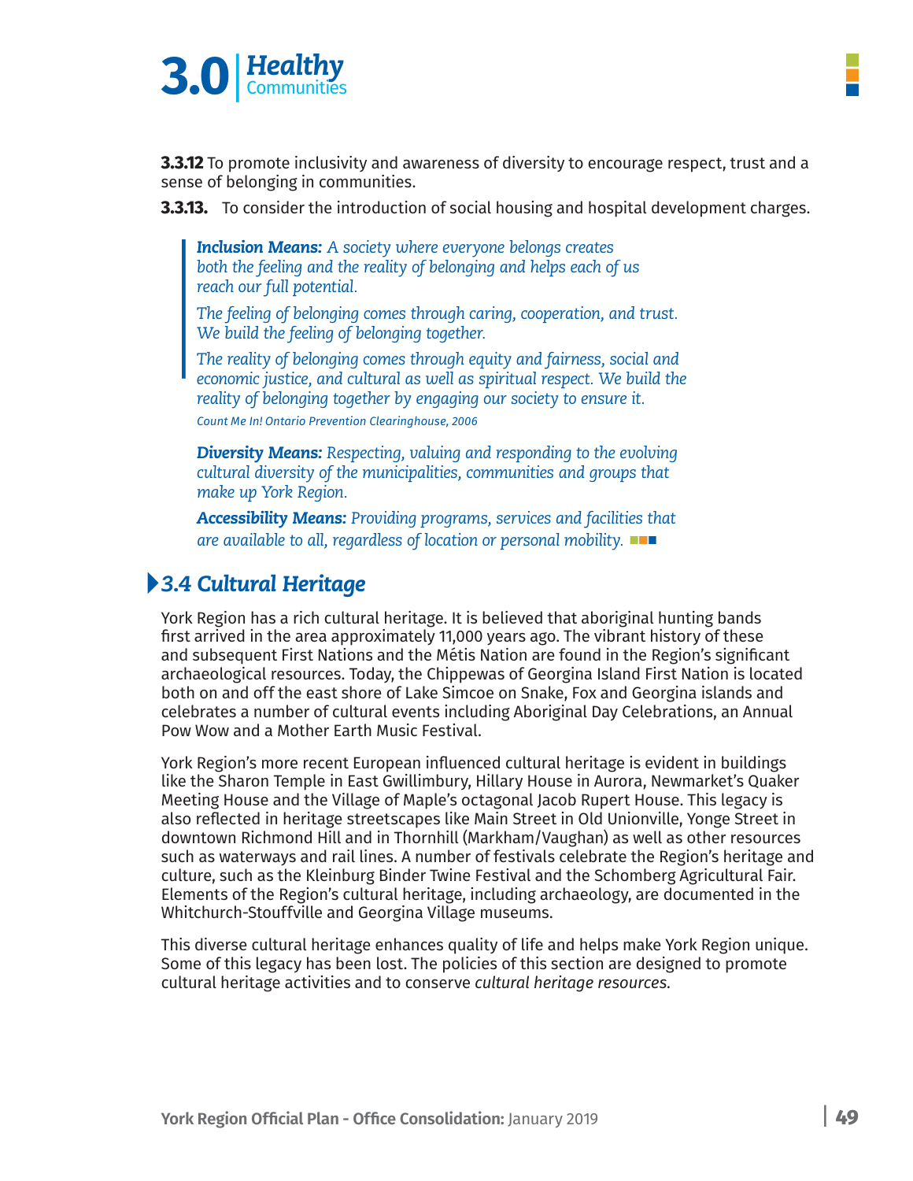**3.3.12** To promote inclusivity and awareness of diversity to encourage respect, trust and a sense of belonging in communities.

**3.3.13.** To consider the introduction of social housing and hospital development charges.

> ***Inclusion Means:*** *A society where everyone belongs creates both the feeling and the reality of belonging and helps each of us reach our full potential.*
>
> *The feeling of belonging comes through caring, cooperation, and trust. We build the feeling of belonging together.*
>
> *The reality of belonging comes through equity and fairness, social and economic justice, and cultural as well as spiritual respect. We build the reality of belonging together by engaging our society to ensure it.*
>
> *Count Me In! Ontario Prevention Clearinghouse, 2006*

***Diversity Means:*** *Respecting, valuing and responding to the evolving cultural diversity of the municipalities, communities and groups that make up York Region.*

***Accessibility Means:*** *Providing programs, services and facilities that are available to all, regardless of location or personal mobility.*

## 3.4 Cultural Heritage

York Region has a rich cultural heritage. It is believed that aboriginal hunting bands first arrived in the area approximately 11,000 years ago. The vibrant history of these and subsequent First Nations and the Métis Nation are found in the Region's significant archaeological resources. Today, the Chippewas of Georgina Island First Nation is located both on and off the east shore of Lake Simcoe on Snake, Fox and Georgina islands and celebrates a number of cultural events including Aboriginal Day Celebrations, an Annual Pow Wow and a Mother Earth Music Festival.

York Region's more recent European influenced cultural heritage is evident in buildings like the Sharon Temple in East Gwillimbury, Hillary House in Aurora, Newmarket's Quaker Meeting House and the Village of Maple's octagonal Jacob Rupert House. This legacy is also reflected in heritage streetscapes like Main Street in Old Unionville, Yonge Street in downtown Richmond Hill and in Thornhill (Markham/Vaughan) as well as other resources such as waterways and rail lines. A number of festivals celebrate the Region's heritage and culture, such as the Kleinburg Binder Twine Festival and the Schomberg Agricultural Fair. Elements of the Region's cultural heritage, including archaeology, are documented in the Whitchurch-Stouffville and Georgina Village museums.

This diverse cultural heritage enhances quality of life and helps make York Region unique. Some of this legacy has been lost. The policies of this section are designed to promote cultural heritage activities and to conserve *cultural heritage resources.*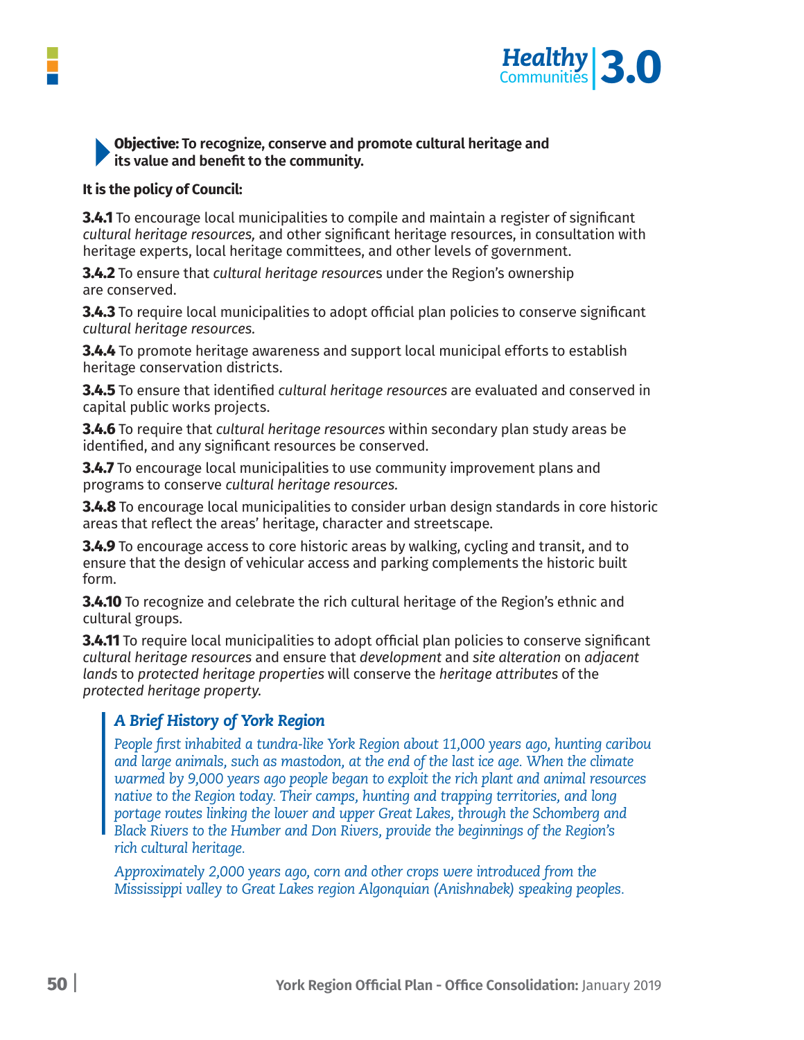**Objective: To recognize, conserve and promote cultural heritage and its value and benefit to the community.**

**It is the policy of Council:**

**3.4.1** To encourage local municipalities to compile and maintain a register of significant *cultural heritage resources,* and other significant heritage resources, in consultation with heritage experts, local heritage committees, and other levels of government.

**3.4.2** To ensure that *cultural heritage resource*s under the Region's ownership are conserved.

**3.4.3** To require local municipalities to adopt official plan policies to conserve significant *cultural heritage resources.*

**3.4.4** To promote heritage awareness and support local municipal efforts to establish heritage conservation districts.

**3.4.5** To ensure that identified *cultural heritage resources* are evaluated and conserved in capital public works projects.

**3.4.6** To require that *cultural heritage resources* within secondary plan study areas be identified, and any significant resources be conserved.

**3.4.7** To encourage local municipalities to use community improvement plans and programs to conserve *cultural heritage resources.*

**3.4.8** To encourage local municipalities to consider urban design standards in core historic areas that reflect the areas' heritage, character and streetscape.

**3.4.9** To encourage access to core historic areas by walking, cycling and transit, and to ensure that the design of vehicular access and parking complements the historic built form.

**3.4.10** To recognize and celebrate the rich cultural heritage of the Region's ethnic and cultural groups.

**3.4.11** To require local municipalities to adopt official plan policies to conserve significant *cultural heritage resources* and ensure that *development* and *site alteration* on *adjacent lands* to *protected heritage properties* will conserve the *heritage attributes* of the *protected heritage property.*

### *A Brief History of York Region*

*People first inhabited a tundra-like York Region about 11,000 years ago, hunting caribou and large animals, such as mastodon, at the end of the last ice age. When the climate warmed by 9,000 years ago people began to exploit the rich plant and animal resources native to the Region today. Their camps, hunting and trapping territories, and long portage routes linking the lower and upper Great Lakes, through the Schomberg and Black Rivers to the Humber and Don Rivers, provide the beginnings of the Region's rich cultural heritage.*

*Approximately 2,000 years ago, corn and other crops were introduced from the Mississippi valley to Great Lakes region Algonquian (Anishnabek) speaking peoples.*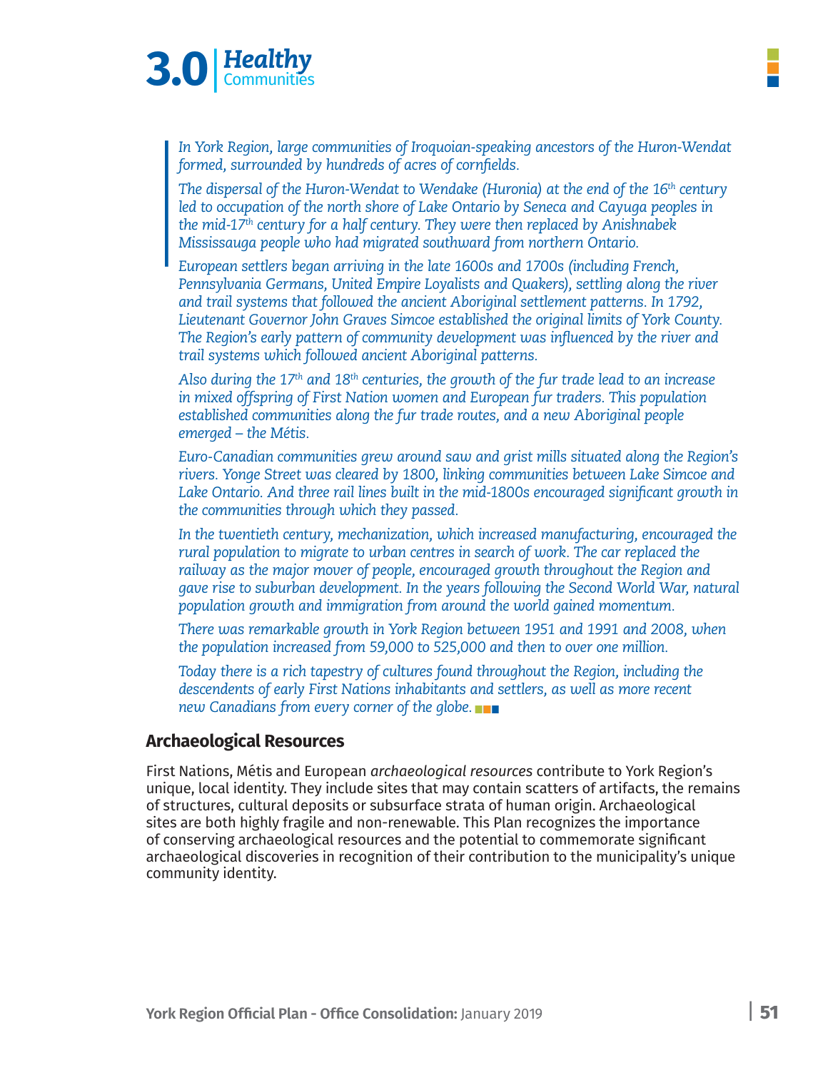*In York Region, large communities of Iroquoian-speaking ancestors of the Huron-Wendat formed, surrounded by hundreds of acres of cornfields.*

*The dispersal of the Huron-Wendat to Wendake (Huronia) at the end of the 16th century led to occupation of the north shore of Lake Ontario by Seneca and Cayuga peoples in the mid-17th century for a half century. They were then replaced by Anishnabek Mississauga people who had migrated southward from northern Ontario.*

*European settlers began arriving in the late 1600s and 1700s (including French, Pennsylvania Germans, United Empire Loyalists and Quakers), settling along the river and trail systems that followed the ancient Aboriginal settlement patterns. In 1792, Lieutenant Governor John Graves Simcoe established the original limits of York County. The Region's early pattern of community development was influenced by the river and trail systems which followed ancient Aboriginal patterns.*

*Also during the 17th and 18th centuries, the growth of the fur trade lead to an increase in mixed offspring of First Nation women and European fur traders. This population established communities along the fur trade routes, and a new Aboriginal people emerged – the Métis.*

*Euro-Canadian communities grew around saw and grist mills situated along the Region's rivers. Yonge Street was cleared by 1800, linking communities between Lake Simcoe and Lake Ontario. And three rail lines built in the mid-1800s encouraged significant growth in the communities through which they passed.*

*In the twentieth century, mechanization, which increased manufacturing, encouraged the rural population to migrate to urban centres in search of work. The car replaced the railway as the major mover of people, encouraged growth throughout the Region and gave rise to suburban development. In the years following the Second World War, natural population growth and immigration from around the world gained momentum.*

*There was remarkable growth in York Region between 1951 and 1991 and 2008, when the population increased from 59,000 to 525,000 and then to over one million.*

*Today there is a rich tapestry of cultures found throughout the Region, including the descendents of early First Nations inhabitants and settlers, as well as more recent new Canadians from every corner of the globe.*

## Archaeological Resources

First Nations, Métis and European *archaeological resources* contribute to York Region's unique, local identity. They include sites that may contain scatters of artifacts, the remains of structures, cultural deposits or subsurface strata of human origin. Archaeological sites are both highly fragile and non-renewable. This Plan recognizes the importance of conserving archaeological resources and the potential to commemorate significant archaeological discoveries in recognition of their contribution to the municipality's unique community identity.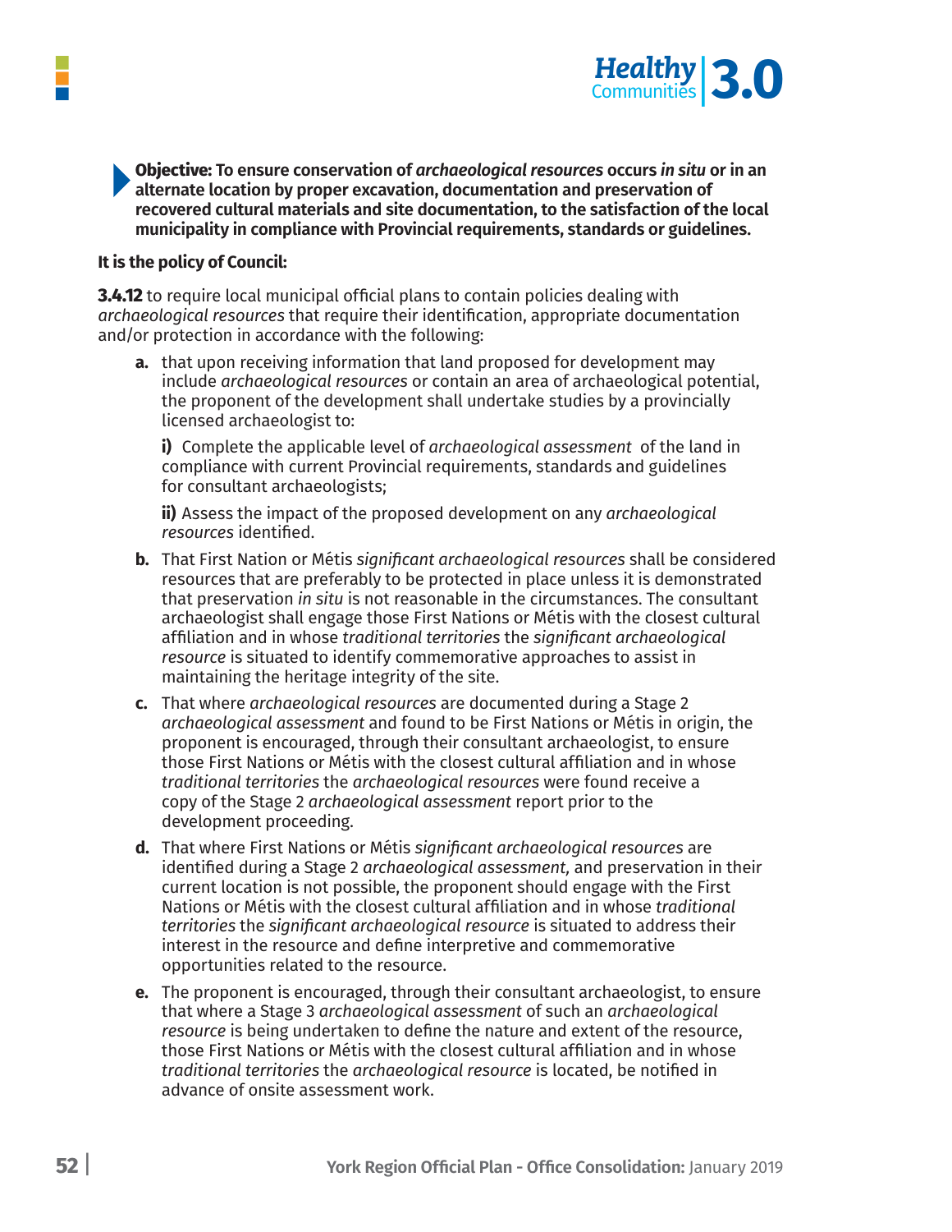**Objective: To ensure conservation of *archaeological resources* occurs *in situ* or in an alternate location by proper excavation, documentation and preservation of recovered cultural materials and site documentation, to the satisfaction of the local municipality in compliance with Provincial requirements, standards or guidelines.**

**It is the policy of Council:**

**3.4.12** to require local municipal official plans to contain policies dealing with *archaeological resources* that require their identification, appropriate documentation and/or protection in accordance with the following:

**a.** that upon receiving information that land proposed for development may include *archaeological resources* or contain an area of archaeological potential, the proponent of the development shall undertake studies by a provincially licensed archaeologist to:

**i)** Complete the applicable level of *archaeological assessment* of the land in compliance with current Provincial requirements, standards and guidelines for consultant archaeologists;

**ii)** Assess the impact of the proposed development on any *archaeological resources* identified.

**b.** That First Nation or Métis *significant archaeological resources* shall be considered resources that are preferably to be protected in place unless it is demonstrated that preservation *in situ* is not reasonable in the circumstances. The consultant archaeologist shall engage those First Nations or Métis with the closest cultural affiliation and in whose *traditional territories* the *significant archaeological resource* is situated to identify commemorative approaches to assist in maintaining the heritage integrity of the site.

**c.** That where *archaeological resources* are documented during a Stage 2 *archaeological assessment* and found to be First Nations or Métis in origin, the proponent is encouraged, through their consultant archaeologist, to ensure those First Nations or Métis with the closest cultural affiliation and in whose *traditional territories* the *archaeological resources* were found receive a copy of the Stage 2 *archaeological assessment* report prior to the development proceeding.

**d.** That where First Nations or Métis *significant archaeological resources* are identified during a Stage 2 *archaeological assessment,* and preservation in their current location is not possible, the proponent should engage with the First Nations or Métis with the closest cultural affiliation and in whose *traditional territories* the *significant archaeological resource* is situated to address their interest in the resource and define interpretive and commemorative opportunities related to the resource.

**e.** The proponent is encouraged, through their consultant archaeologist, to ensure that where a Stage 3 *archaeological assessment* of such an *archaeological resource* is being undertaken to define the nature and extent of the resource, those First Nations or Métis with the closest cultural affiliation and in whose *traditional territories* the *archaeological resource* is located, be notified in advance of onsite assessment work.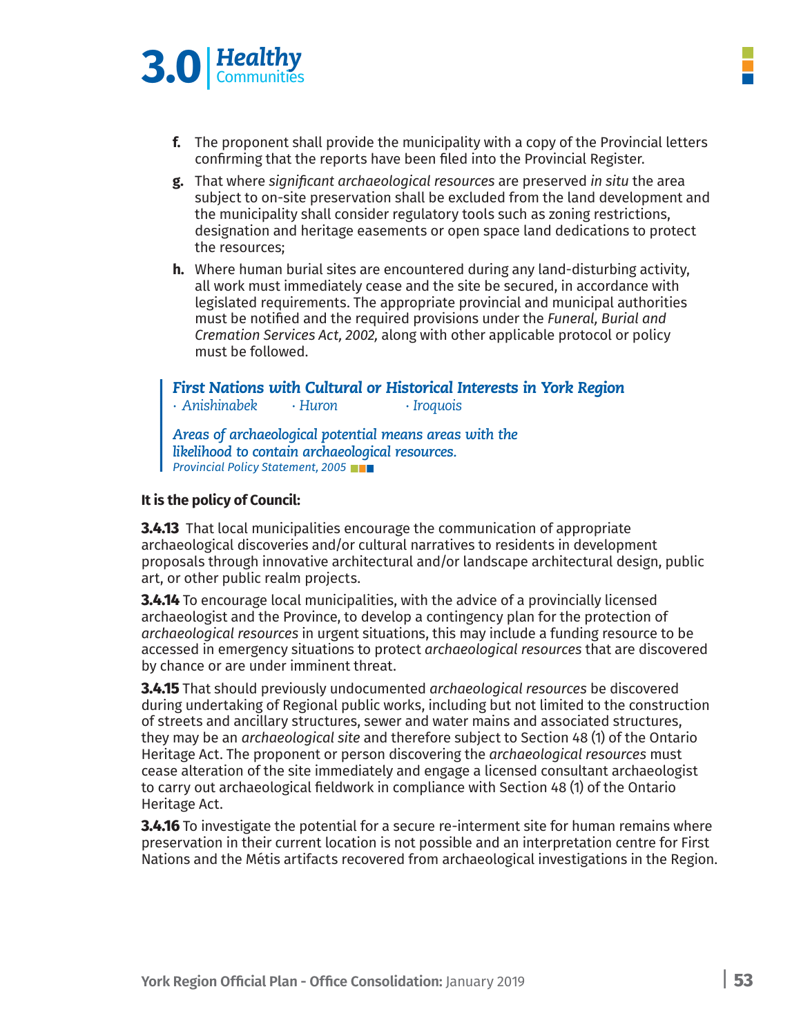**f.** The proponent shall provide the municipality with a copy of the Provincial letters confirming that the reports have been filed into the Provincial Register.

**g.** That where *significant archaeological resources* are preserved *in situ* the area subject to on-site preservation shall be excluded from the land development and the municipality shall consider regulatory tools such as zoning restrictions, designation and heritage easements or open space land dedications to protect the resources;

**h.** Where human burial sites are encountered during any land-disturbing activity, all work must immediately cease and the site be secured, in accordance with legislated requirements. The appropriate provincial and municipal authorities must be notified and the required provisions under the *Funeral, Burial and Cremation Services Act, 2002,* along with other applicable protocol or policy must be followed.

> ***First Nations with Cultural or Historical Interests in York Region***
>
> *· Anishinabek · Huron · Iroquois*
>
> *Areas of archaeological potential means areas with the likelihood to contain archaeological resources.*
>
> *Provincial Policy Statement, 2005*

**It is the policy of Council:**

**3.4.13** That local municipalities encourage the communication of appropriate archaeological discoveries and/or cultural narratives to residents in development proposals through innovative architectural and/or landscape architectural design, public art, or other public realm projects.

**3.4.14** To encourage local municipalities, with the advice of a provincially licensed archaeologist and the Province, to develop a contingency plan for the protection of *archaeological resources* in urgent situations, this may include a funding resource to be accessed in emergency situations to protect *archaeological resources* that are discovered by chance or are under imminent threat.

**3.4.15** That should previously undocumented *archaeological resources* be discovered during undertaking of Regional public works, including but not limited to the construction of streets and ancillary structures, sewer and water mains and associated structures, they may be an *archaeological site* and therefore subject to Section 48 (1) of the Ontario Heritage Act. The proponent or person discovering the *archaeological resources* must cease alteration of the site immediately and engage a licensed consultant archaeologist to carry out archaeological fieldwork in compliance with Section 48 (1) of the Ontario Heritage Act.

**3.4.16** To investigate the potential for a secure re-interment site for human remains where preservation in their current location is not possible and an interpretation centre for First Nations and the Métis artifacts recovered from archaeological investigations in the Region.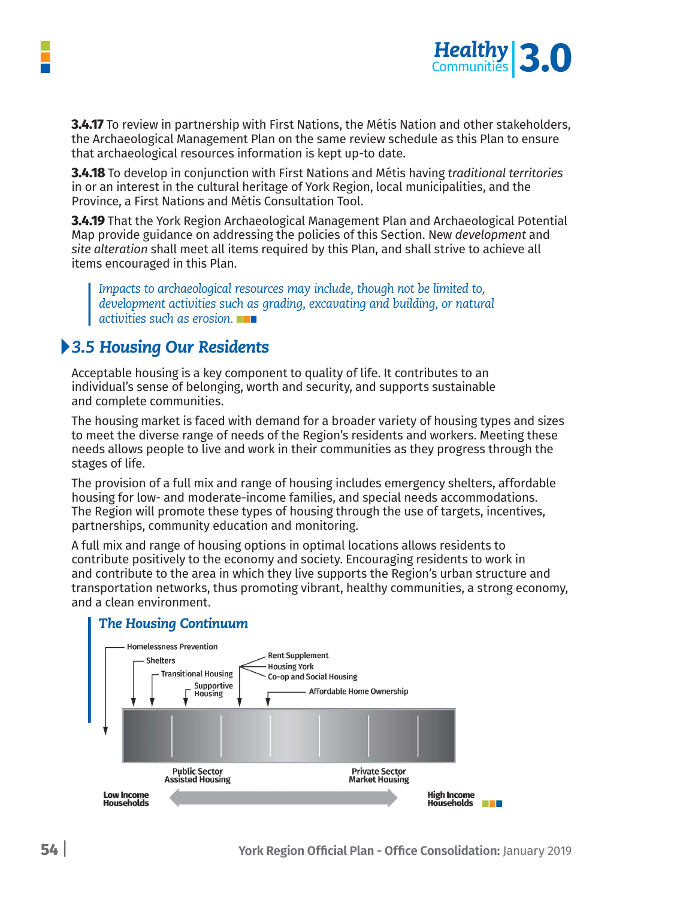**3.4.17** To review in partnership with First Nations, the Métis Nation and other stakeholders, the Archaeological Management Plan on the same review schedule as this Plan to ensure that archaeological resources information is kept up-to date.

**3.4.18** To develop in conjunction with First Nations and Métis having *traditional territories* in or an interest in the cultural heritage of York Region, local municipalities, and the Province, a First Nations and Métis Consultation Tool.

**3.4.19** That the York Region Archaeological Management Plan and Archaeological Potential Map provide guidance on addressing the policies of this Section. New *development* and *site alteration* shall meet all items required by this Plan, and shall strive to achieve all items encouraged in this Plan.

> *Impacts to archaeological resources may include, though not be limited to, development activities such as grading, excavating and building, or natural activities such as erosion.*

## 3.5 Housing Our Residents

Acceptable housing is a key component to quality of life. It contributes to an individual's sense of belonging, worth and security, and supports sustainable and complete communities.

The housing market is faced with demand for a broader variety of housing types and sizes to meet the diverse range of needs of the Region's residents and workers. Meeting these needs allows people to live and work in their communities as they progress through the stages of life.

The provision of a full mix and range of housing includes emergency shelters, affordable housing for low- and moderate-income families, and special needs accommodations. The Region will promote these types of housing through the use of targets, incentives, partnerships, community education and monitoring.

A full mix and range of housing options in optimal locations allows residents to contribute positively to the economy and society. Encouraging residents to work in and contribute to the area in which they live supports the Region's urban structure and transportation networks, thus promoting vibrant, healthy communities, a strong economy, and a clean environment.

### The Housing Continuum

- Homelessness Prevention
- Shelters
- Transitional Housing
- Supportive Housing
- Rent Supplement
- Housing York
- Co-op and Social Housing
- Affordable Home Ownership

Public Sector Assisted Housing — Private Sector Market Housing

Low Income Households ↔ High Income Households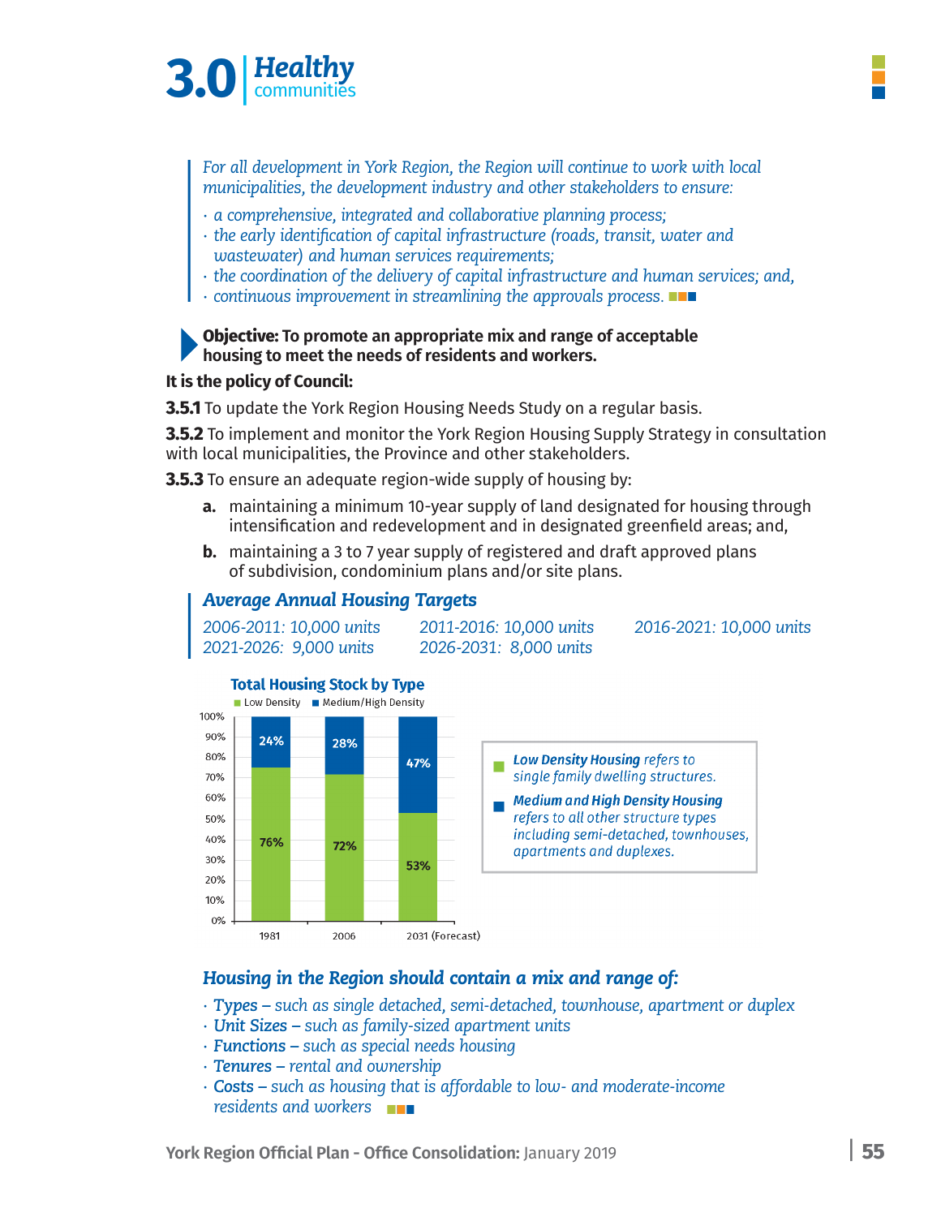*For all development in York Region, the Region will continue to work with local municipalities, the development industry and other stakeholders to ensure:*

- *a comprehensive, integrated and collaborative planning process;*
- *the early identification of capital infrastructure (roads, transit, water and wastewater) and human services requirements;*
- *the coordination of the delivery of capital infrastructure and human services; and,*
- *continuous improvement in streamlining the approvals process.*

**Objective: To promote an appropriate mix and range of acceptable housing to meet the needs of residents and workers.**

**It is the policy of Council:**

**3.5.1** To update the York Region Housing Needs Study on a regular basis.

**3.5.2** To implement and monitor the York Region Housing Supply Strategy in consultation with local municipalities, the Province and other stakeholders.

**3.5.3** To ensure an adequate region-wide supply of housing by:

**a.** maintaining a minimum 10-year supply of land designated for housing through intensification and redevelopment and in designated greenfield areas; and,

**b.** maintaining a 3 to 7 year supply of registered and draft approved plans of subdivision, condominium plans and/or site plans.

### *Average Annual Housing Targets*

*2006-2011: 10,000 units*
*2011-2016: 10,000 units*
*2016-2021: 10,000 units*
*2021-2026: 9,000 units*
*2026-2031: 8,000 units*

**Total Housing Stock by Type**

| Year | Low Density | Medium/High Density |
|---|---|---|
| 1981 | 76% | 24% |
| 2006 | 72% | 28% |
| 2031 (Forecast) | 53% | 47% |

***Low Density Housing*** *refers to single family dwelling structures.*

***Medium and High Density Housing*** *refers to all other structure types including semi-detached, townhouses, apartments and duplexes.*

### *Housing in the Region should contain a mix and range of:*

- ***Types*** *– such as single detached, semi-detached, townhouse, apartment or duplex*
- ***Unit Sizes*** *– such as family-sized apartment units*
- ***Functions*** *– such as special needs housing*
- ***Tenures*** *– rental and ownership*
- ***Costs*** *– such as housing that is affordable to low- and moderate-income residents and workers*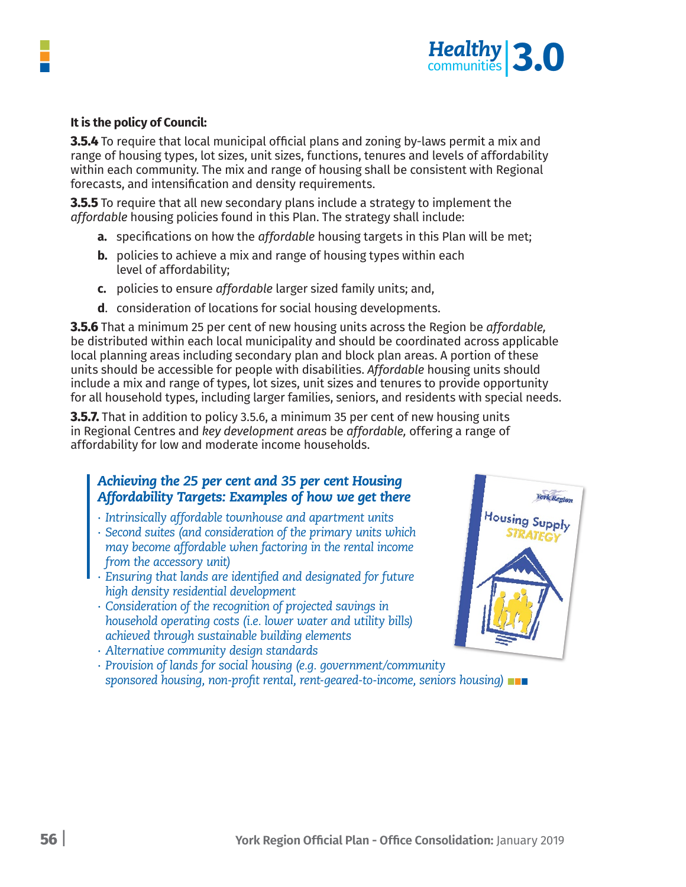**It is the policy of Council:**

**3.5.4** To require that local municipal official plans and zoning by-laws permit a mix and range of housing types, lot sizes, unit sizes, functions, tenures and levels of affordability within each community. The mix and range of housing shall be consistent with Regional forecasts, and intensification and density requirements.

**3.5.5** To require that all new secondary plans include a strategy to implement the *affordable* housing policies found in this Plan. The strategy shall include:

- **a.** specifications on how the *affordable* housing targets in this Plan will be met;
- **b.** policies to achieve a mix and range of housing types within each level of affordability;
- **c.** policies to ensure *affordable* larger sized family units; and,
- **d**. consideration of locations for social housing developments.

**3.5.6** That a minimum 25 per cent of new housing units across the Region be *affordable,* be distributed within each local municipality and should be coordinated across applicable local planning areas including secondary plan and block plan areas. A portion of these units should be accessible for people with disabilities. *Affordable* housing units should include a mix and range of types, lot sizes, unit sizes and tenures to provide opportunity for all household types, including larger families, seniors, and residents with special needs.

**3.5.7.** That in addition to policy 3.5.6, a minimum 35 per cent of new housing units in Regional Centres and *key development areas* be *affordable,* offering a range of affordability for low and moderate income households.

***Achieving the 25 per cent and 35 per cent Housing Affordability Targets: Examples of how we get there***

- *Intrinsically affordable townhouse and apartment units*
- *Second suites (and consideration of the primary units which may become affordable when factoring in the rental income from the accessory unit)*
- *Ensuring that lands are identified and designated for future high density residential development*
- *Consideration of the recognition of projected savings in household operating costs (i.e. lower water and utility bills) achieved through sustainable building elements*
- *Alternative community design standards*
- *Provision of lands for social housing (e.g. government/community sponsored housing, non-profit rental, rent-geared-to-income, seniors housing)*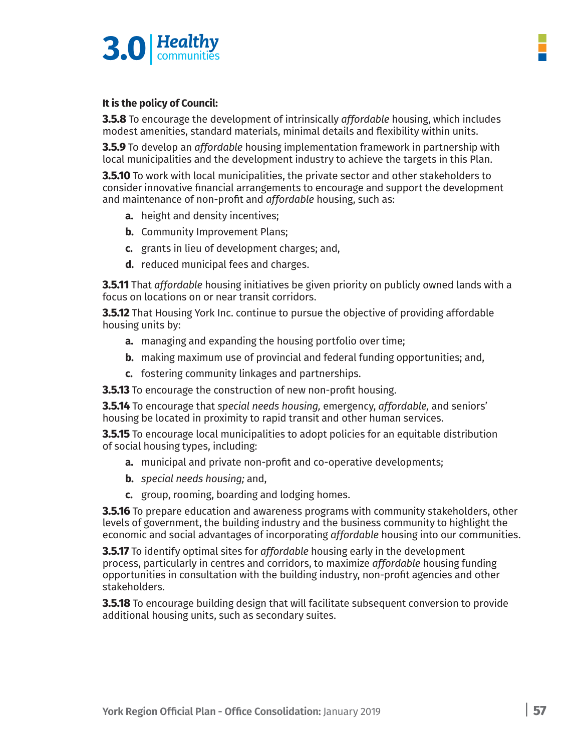**It is the policy of Council:**

**3.5.8** To encourage the development of intrinsically *affordable* housing, which includes modest amenities, standard materials, minimal details and flexibility within units.

**3.5.9** To develop an *affordable* housing implementation framework in partnership with local municipalities and the development industry to achieve the targets in this Plan.

**3.5.10** To work with local municipalities, the private sector and other stakeholders to consider innovative financial arrangements to encourage and support the development and maintenance of non-profit and *affordable* housing, such as:

- **a.** height and density incentives;
- **b.** Community Improvement Plans;
- **c.** grants in lieu of development charges; and,
- **d.** reduced municipal fees and charges.

**3.5.11** That *affordable* housing initiatives be given priority on publicly owned lands with a focus on locations on or near transit corridors.

**3.5.12** That Housing York Inc. continue to pursue the objective of providing affordable housing units by:

- **a.** managing and expanding the housing portfolio over time;
- **b.** making maximum use of provincial and federal funding opportunities; and,
- **c.** fostering community linkages and partnerships.

**3.5.13** To encourage the construction of new non-profit housing.

**3.5.14** To encourage that *special needs housing,* emergency, *affordable,* and seniors' housing be located in proximity to rapid transit and other human services.

**3.5.15** To encourage local municipalities to adopt policies for an equitable distribution of social housing types, including:

- **a.** municipal and private non-profit and co-operative developments;
- **b.** *special needs housing;* and,
- **c.** group, rooming, boarding and lodging homes.

**3.5.16** To prepare education and awareness programs with community stakeholders, other levels of government, the building industry and the business community to highlight the economic and social advantages of incorporating *affordable* housing into our communities.

**3.5.17** To identify optimal sites for *affordable* housing early in the development process, particularly in centres and corridors, to maximize *affordable* housing funding opportunities in consultation with the building industry, non-profit agencies and other stakeholders.

**3.5.18** To encourage building design that will facilitate subsequent conversion to provide additional housing units, such as secondary suites.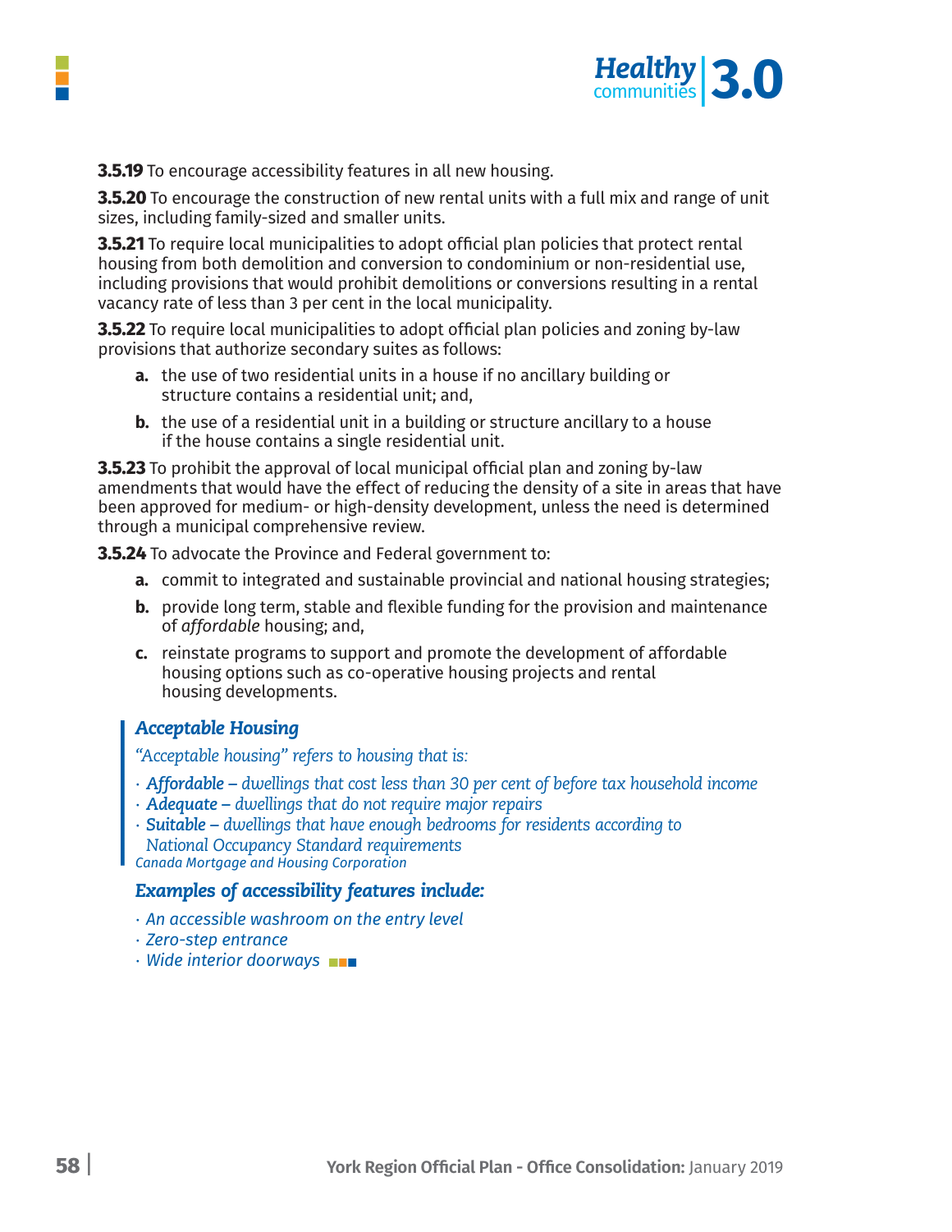**3.5.19** To encourage accessibility features in all new housing.

**3.5.20** To encourage the construction of new rental units with a full mix and range of unit sizes, including family-sized and smaller units.

**3.5.21** To require local municipalities to adopt official plan policies that protect rental housing from both demolition and conversion to condominium or non-residential use, including provisions that would prohibit demolitions or conversions resulting in a rental vacancy rate of less than 3 per cent in the local municipality.

**3.5.22** To require local municipalities to adopt official plan policies and zoning by-law provisions that authorize secondary suites as follows:

- **a.** the use of two residential units in a house if no ancillary building or structure contains a residential unit; and,
- **b.** the use of a residential unit in a building or structure ancillary to a house if the house contains a single residential unit.

**3.5.23** To prohibit the approval of local municipal official plan and zoning by-law amendments that would have the effect of reducing the density of a site in areas that have been approved for medium- or high-density development, unless the need is determined through a municipal comprehensive review.

**3.5.24** To advocate the Province and Federal government to:

- **a.** commit to integrated and sustainable provincial and national housing strategies;
- **b.** provide long term, stable and flexible funding for the provision and maintenance of *affordable* housing; and,
- **c.** reinstate programs to support and promote the development of affordable housing options such as co-operative housing projects and rental housing developments.

### *Acceptable Housing*

*"Acceptable housing" refers to housing that is:*

- ***Affordable** – dwellings that cost less than 30 per cent of before tax household income*
- ***Adequate** – dwellings that do not require major repairs*
- ***Suitable** – dwellings that have enough bedrooms for residents according to National Occupancy Standard requirements*

*Canada Mortgage and Housing Corporation*

### *Examples of accessibility features include:*

- *An accessible washroom on the entry level*
- *Zero-step entrance*
- *Wide interior doorways*